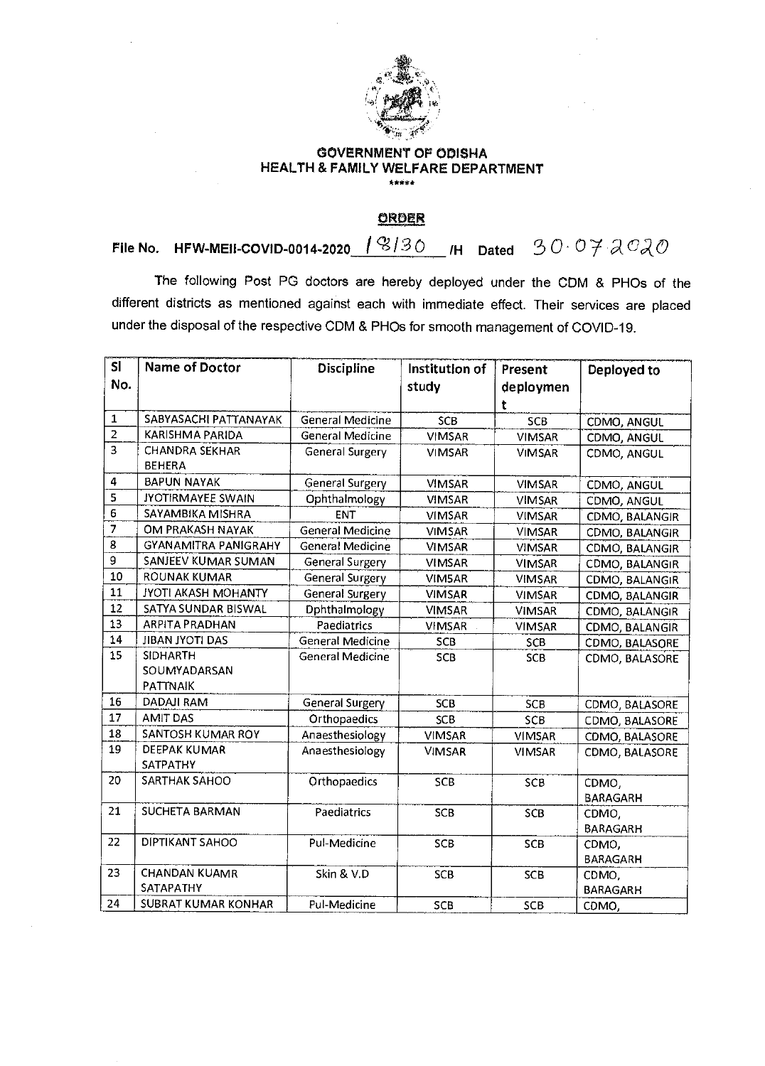**GOVERNMENT OF ODISHA**
**HEALTH & FAMILY WELFARE DEPARTMENT**

\*\*\*\*\*

## ORDER

**File No. HFW-MEII-COVID-0014-2020 18130 /H Dated 30.07.2020**

The following Post PG doctors are hereby deployed under the CDM & PHOs of the different districts as mentioned against each with immediate effect. Their services are placed under the disposal of the respective CDM & PHOs for smooth management of COVID-19.

| Sl No. | Name of Doctor | Discipline | Institution of study | Present deployment | Deployed to |
|---|---|---|---|---|---|
| 1 | SABYASACHI PATTANAYAK | General Medicine | SCB | SCB | CDMO, ANGUL |
| 2 | KARISHMA PARIDA | General Medicine | VIMSAR | VIMSAR | CDMO, ANGUL |
| 3 | CHANDRA SEKHAR BEHERA | General Surgery | VIMSAR | VIMSAR | CDMO, ANGUL |
| 4 | BAPUN NAYAK | General Surgery | VIMSAR | VIMSAR | CDMO, ANGUL |
| 5 | JYOTIRMAYEE SWAIN | Ophthalmology | VIMSAR | VIMSAR | CDMO, ANGUL |
| 6 | SAYAMBIKA MISHRA | ENT | VIMSAR | VIMSAR | CDMO, BALANGIR |
| 7 | OM PRAKASH NAYAK | General Medicine | VIMSAR | VIMSAR | CDMO, BALANGIR |
| 8 | GYANAMITRA PANIGRAHY | General Medicine | VIMSAR | VIMSAR | CDMO, BALANGIR |
| 9 | SANJEEV KUMAR SUMAN | General Surgery | VIMSAR | VIMSAR | CDMO, BALANGIR |
| 10 | ROUNAK KUMAR | General Surgery | VIMSAR | VIMSAR | CDMO, BALANGIR |
| 11 | JYOTI AKASH MOHANTY | General Surgery | VIMSAR | VIMSAR | CDMO, BALANGIR |
| 12 | SATYA SUNDAR BISWAL | Ophthalmology | VIMSAR | VIMSAR | CDMO, BALANGIR |
| 13 | ARPITA PRADHAN | Paediatrics | VIMSAR | VIMSAR | CDMO, BALANGIR |
| 14 | JIBAN JYOTI DAS | General Medicine | SCB | SCB | CDMO, BALASORE |
| 15 | SIDHARTH SOUMYADARSAN PATTNAIK | General Medicine | SCB | SCB | CDMO, BALASORE |
| 16 | DADAJI RAM | General Surgery | SCB | SCB | CDMO, BALASORE |
| 17 | AMIT DAS | Orthopaedics | SCB | SCB | CDMO, BALASORE |
| 18 | SANTOSH KUMAR ROY | Anaesthesiology | VIMSAR | VIMSAR | CDMO, BALASORE |
| 19 | DEEPAK KUMAR SATPATHY | Anaesthesiology | VIMSAR | VIMSAR | CDMO, BALASORE |
| 20 | SARTHAK SAHOO | Orthopaedics | SCB | SCB | CDMO, BARAGARH |
| 21 | SUCHETA BARMAN | Paediatrics | SCB | SCB | CDMO, BARAGARH |
| 22 | DIPTIKANT SAHOO | Pul-Medicine | SCB | SCB | CDMO, BARAGARH |
| 23 | CHANDAN KUAMR SATAPATHY | Skin & V.D | SCB | SCB | CDMO, BARAGARH |
| 24 | SUBRAT KUMAR KONHAR | Pul-Medicine | SCB | SCB | CDMO, |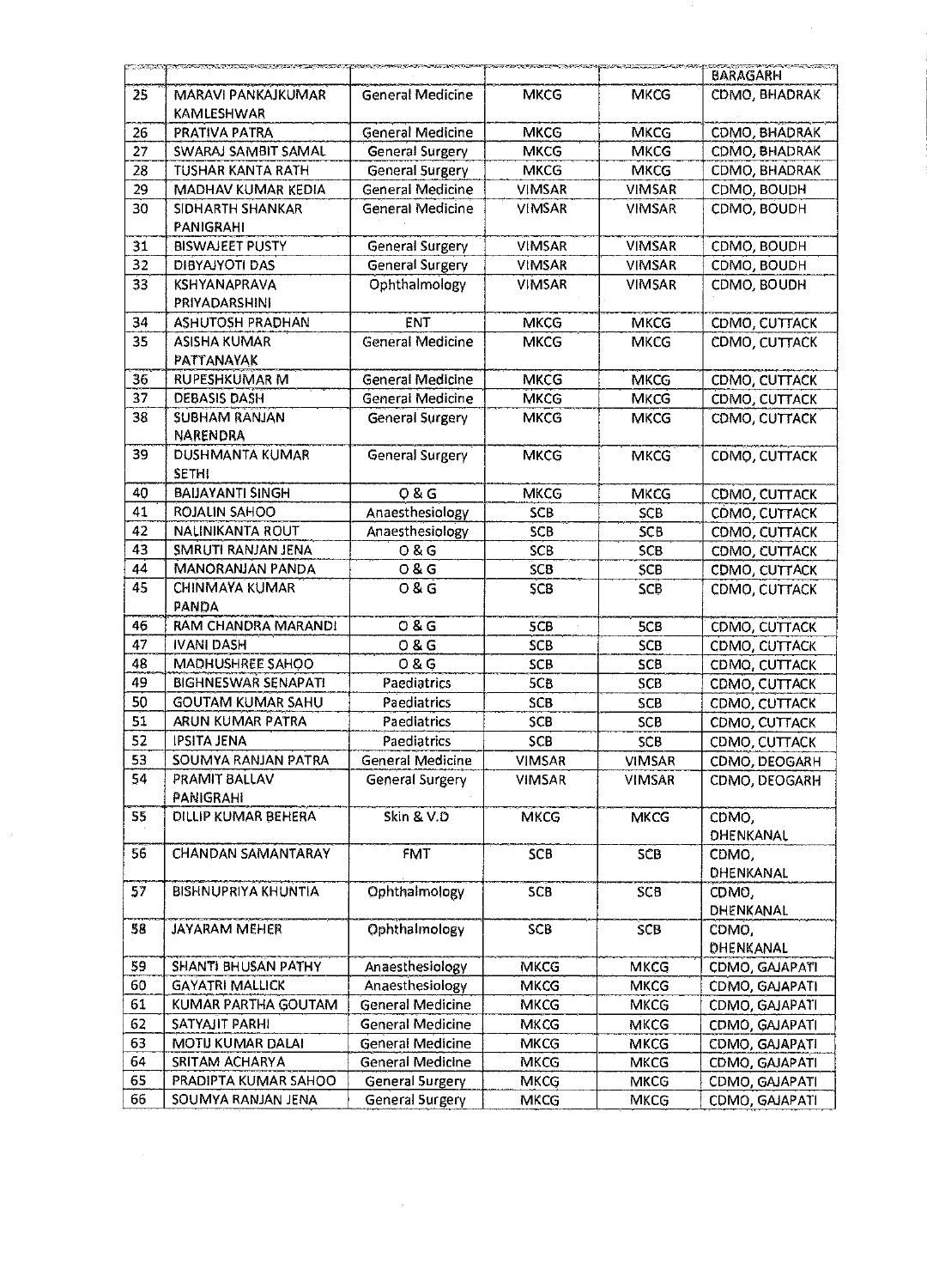| | | | | | BARAGARH |
|---|---|---|---|---|---|
| 25 | MARAVI PANKAJKUMAR KAMLESHWAR | General Medicine | MKCG | MKCG | CDMO, BHADRAK |
| 26 | PRATIVA PATRA | General Medicine | MKCG | MKCG | CDMO, BHADRAK |
| 27 | SWARAJ SAMBIT SAMAL | General Surgery | MKCG | MKCG | CDMO, BHADRAK |
| 28 | TUSHAR KANTA RATH | General Surgery | MKCG | MKCG | CDMO, BHADRAK |
| 29 | MADHAV KUMAR KEDIA | General Medicine | VIMSAR | VIMSAR | CDMO, BOUDH |
| 30 | SIDHARTH SHANKAR PANIGRAHI | General Medicine | VIMSAR | VIMSAR | CDMO, BOUDH |
| 31 | BISWAJEET PUSTY | General Surgery | VIMSAR | VIMSAR | CDMO, BOUDH |
| 32 | DIBYAJYOTI DAS | General Surgery | VIMSAR | VIMSAR | CDMO, BOUDH |
| 33 | KSHYANAPRAVA PRIYADARSHINI | Ophthalmology | VIMSAR | VIMSAR | CDMO, BOUDH |
| 34 | ASHUTOSH PRADHAN | ENT | MKCG | MKCG | CDMO, CUTTACK |
| 35 | ASISHA KUMAR PATTANAYAK | General Medicine | MKCG | MKCG | CDMO, CUTTACK |
| 36 | RUPESHKUMAR M | General Medicine | MKCG | MKCG | CDMO, CUTTACK |
| 37 | DEBASIS DASH | General Medicine | MKCG | MKCG | CDMO, CUTTACK |
| 38 | SUBHAM RANJAN NARENDRA | General Surgery | MKCG | MKCG | CDMO, CUTTACK |
| 39 | DUSHMANTA KUMAR SETHI | General Surgery | MKCG | MKCG | CDMO, CUTTACK |
| 40 | BAIJAYANTI SINGH | O & G | MKCG | MKCG | CDMO, CUTTACK |
| 41 | ROJALIN SAHOO | Anaesthesiology | SCB | SCB | CDMO, CUTTACK |
| 42 | NALINIKANTA ROUT | Anaesthesiology | SCB | SCB | CDMO, CUTTACK |
| 43 | SMRUTI RANJAN JENA | O & G | SCB | SCB | CDMO, CUTTACK |
| 44 | MANORANJAN PANDA | O & G | SCB | SCB | CDMO, CUTTACK |
| 45 | CHINMAYA KUMAR PANDA | O & G | SCB | SCB | CDMO, CUTTACK |
| 46 | RAM CHANDRA MARANDI | O & G | SCB | SCB | CDMO, CUTTACK |
| 47 | IVANI DASH | O & G | SCB | SCB | CDMO, CUTTACK |
| 48 | MADHUSHREE SAHOO | O & G | SCB | SCB | CDMO, CUTTACK |
| 49 | BIGHNESWAR SENAPATI | Paediatrics | SCB | SCB | CDMO, CUTTACK |
| 50 | GOUTAM KUMAR SAHU | Paediatrics | SCB | SCB | CDMO, CUTTACK |
| 51 | ARUN KUMAR PATRA | Paediatrics | SCB | SCB | CDMO, CUTTACK |
| 52 | IPSITA JENA | Paediatrics | SCB | SCB | CDMO, CUTTACK |
| 53 | SOUMYA RANJAN PATRA | General Medicine | VIMSAR | VIMSAR | CDMO, DEOGARH |
| 54 | PRAMIT BALLAV PANIGRAHI | General Surgery | VIMSAR | VIMSAR | CDMO, DEOGARH |
| 55 | DILLIP KUMAR BEHERA | Skin & V.D | MKCG | MKCG | CDMO, DHENKANAL |
| 56 | CHANDAN SAMANTARAY | FMT | SCB | SCB | CDMO, DHENKANAL |
| 57 | BISHNUPRIYA KHUNTIA | Ophthalmology | SCB | SCB | CDMO, DHENKANAL |
| 58 | JAYARAM MEHER | Ophthalmology | SCB | SCB | CDMO, DHENKANAL |
| 59 | SHANTI BHUSAN PATHY | Anaesthesiology | MKCG | MKCG | CDMO, GAJAPATI |
| 60 | GAYATRI MALLICK | Anaesthesiology | MKCG | MKCG | CDMO, GAJAPATI |
| 61 | KUMAR PARTHA GOUTAM | General Medicine | MKCG | MKCG | CDMO, GAJAPATI |
| 62 | SATYAJIT PARHI | General Medicine | MKCG | MKCG | CDMO, GAJAPATI |
| 63 | MOTIJ KUMAR DALAI | General Medicine | MKCG | MKCG | CDMO, GAJAPATI |
| 64 | SRITAM ACHARYA | General Medicine | MKCG | MKCG | CDMO, GAJAPATI |
| 65 | PRADIPTA KUMAR SAHOO | General Surgery | MKCG | MKCG | CDMO, GAJAPATI |
| 66 | SOUMYA RANJAN JENA | General Surgery | MKCG | MKCG | CDMO, GAJAPATI |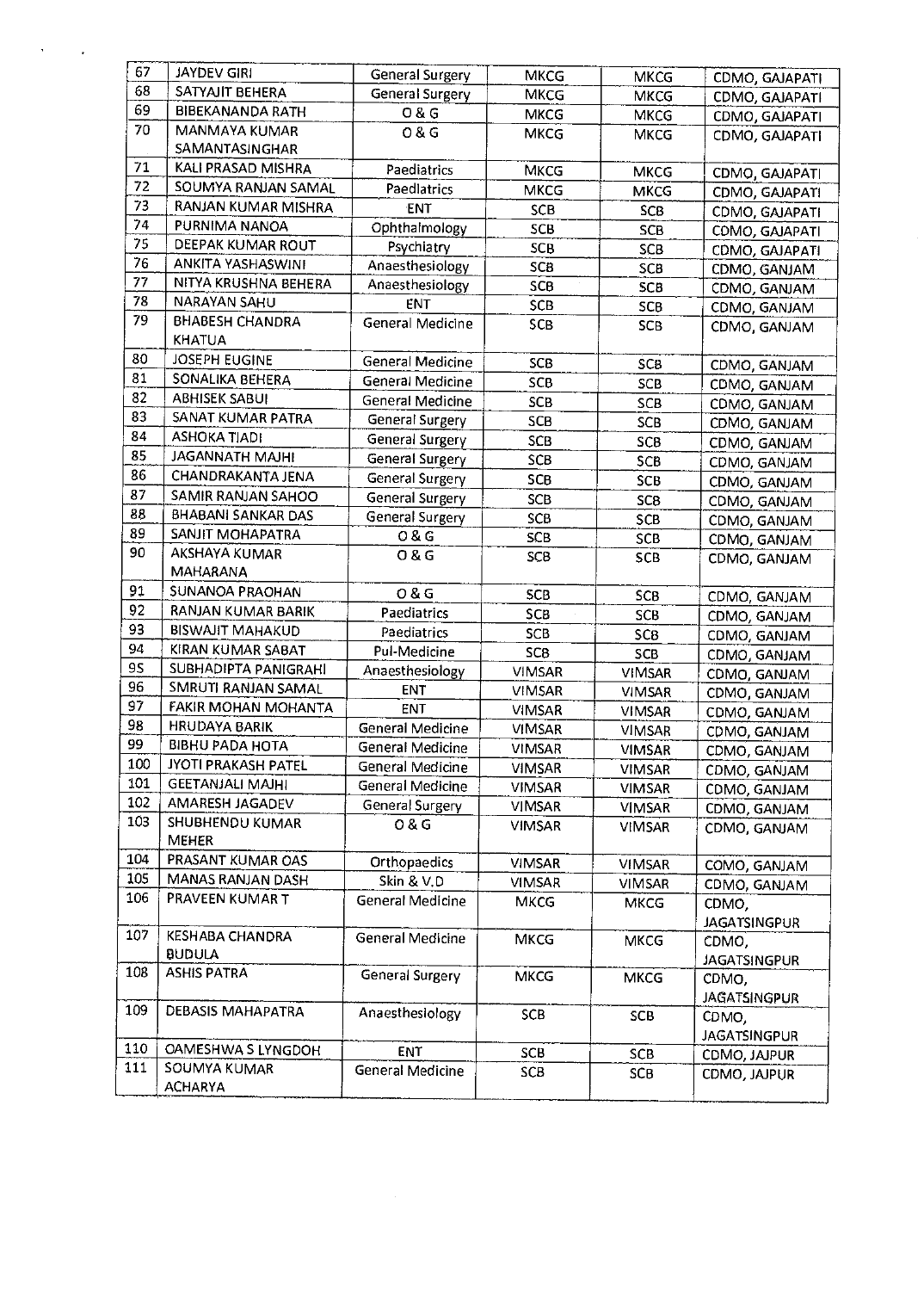| 67 | JAYDEV GIRI | General Surgery | MKCG | MKCG | CDMO, GAJAPATI |
|---|---|---|---|---|---|
| 68 | SATYAJIT BEHERA | General Surgery | MKCG | MKCG | CDMO, GAJAPATI |
| 69 | BIBEKANANDA RATH | O & G | MKCG | MKCG | CDMO, GAJAPATI |
| 70 | MANMAYA KUMAR SAMANTASINGHAR | O & G | MKCG | MKCG | CDMO, GAJAPATI |
| 71 | KALI PRASAD MISHRA | Paediatrics | MKCG | MKCG | CDMO, GAJAPATI |
| 72 | SOUMYA RANJAN SAMAL | Paediatrics | MKCG | MKCG | CDMO, GAJAPATI |
| 73 | RANJAN KUMAR MISHRA | ENT | SCB | SCB | CDMO, GAJAPATI |
| 74 | PURNIMA NANOA | Ophthalmology | SCB | SCB | CDMO, GAJAPATI |
| 75 | DEEPAK KUMAR ROUT | Psychiatry | SCB | SCB | CDMO, GAJAPATI |
| 76 | ANKITA YASHASWINI | Anaesthesiology | SCB | SCB | CDMO, GANJAM |
| 77 | NITYA KRUSHNA BEHERA | Anaesthesiology | SCB | SCB | CDMO, GANJAM |
| 78 | NARAYAN SAHU | ENT | SCB | SCB | CDMO, GANJAM |
| 79 | BHABESH CHANDRA KHATUA | General Medicine | SCB | SCB | CDMO, GANJAM |
| 80 | JOSEPH EUGINE | General Medicine | SCB | SCB | CDMO, GANJAM |
| 81 | SONALIKA BEHERA | General Medicine | SCB | SCB | CDMO, GANJAM |
| 82 | ABHISEK SABUI | General Medicine | SCB | SCB | CDMO, GANJAM |
| 83 | SANAT KUMAR PATRA | General Surgery | SCB | SCB | CDMO, GANJAM |
| 84 | ASHOKA TIADI | General Surgery | SCB | SCB | CDMO, GANJAM |
| 85 | JAGANNATH MAJHI | General Surgery | SCB | SCB | CDMO, GANJAM |
| 86 | CHANDRAKANTA JENA | General Surgery | SCB | SCB | CDMO, GANJAM |
| 87 | SAMIR RANJAN SAHOO | General Surgery | SCB | SCB | CDMO, GANJAM |
| 88 | BHABANI SANKAR DAS | General Surgery | SCB | SCB | CDMO, GANJAM |
| 89 | SANJIT MOHAPATRA | O & G | SCB | SCB | CDMO, GANJAM |
| 90 | AKSHAYA KUMAR MAHARANA | O & G | SCB | SCB | CDMO, GANJAM |
| 91 | SUNANOA PRAOHAN | O & G | SCB | SCB | CDMO, GANJAM |
| 92 | RANJAN KUMAR BARIK | Paediatrics | SCB | SCB | CDMO, GANJAM |
| 93 | BISWAJIT MAHAKUD | Paediatrics | SCB | SCB | CDMO, GANJAM |
| 94 | KIRAN KUMAR SABAT | Pul-Medicine | SCB | SCB | CDMO, GANJAM |
| 95 | SUBHADIPTA PANIGRAHI | Anaesthesiology | VIMSAR | VIMSAR | CDMO, GANJAM |
| 96 | SMRUTI RANJAN SAMAL | ENT | VIMSAR | VIMSAR | CDMO, GANJAM |
| 97 | FAKIR MOHAN MOHANTA | ENT | VIMSAR | VIMSAR | CDMO, GANJAM |
| 98 | HRUDAYA BARIK | General Medicine | VIMSAR | VIMSAR | CDMO, GANJAM |
| 99 | BIBHU PADA HOTA | General Medicine | VIMSAR | VIMSAR | CDMO, GANJAM |
| 100 | JYOTI PRAKASH PATEL | General Medicine | VIMSAR | VIMSAR | CDMO, GANJAM |
| 101 | GEETANJALI MAJHI | General Medicine | VIMSAR | VIMSAR | CDMO, GANJAM |
| 102 | AMARESH JAGADEV | General Surgery | VIMSAR | VIMSAR | CDMO, GANJAM |
| 103 | SHUBHENDU KUMAR MEHER | O & G | VIMSAR | VIMSAR | CDMO, GANJAM |
| 104 | PRASANT KUMAR OAS | Orthopaedics | VIMSAR | VIMSAR | COMO, GANJAM |
| 105 | MANAS RANJAN DASH | Skin & V.D | VIMSAR | VIMSAR | CDMO, GANJAM |
| 106 | PRAVEEN KUMAR T | General Medicine | MKCG | MKCG | CDMO, JAGATSINGPUR |
| 107 | KESHABA CHANDRA BUDULA | General Medicine | MKCG | MKCG | CDMO, JAGATSINGPUR |
| 108 | ASHIS PATRA | General Surgery | MKCG | MKCG | CDMO, JAGATSINGPUR |
| 109 | DEBASIS MAHAPATRA | Anaesthesiology | SCB | SCB | CDMO, JAGATSINGPUR |
| 110 | OAMESHWA S LYNGDOH | ENT | SCB | SCB | CDMO, JAJPUR |
| 111 | SOUMYA KUMAR ACHARYA | General Medicine | SCB | SCB | CDMO, JAJPUR |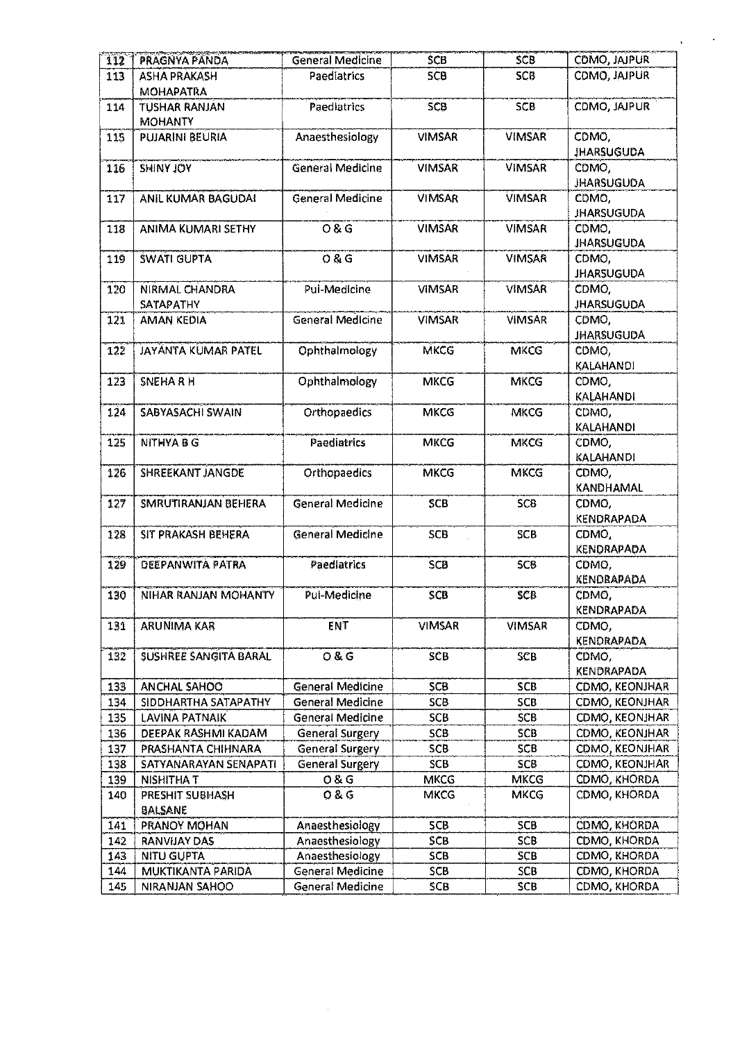| 112 | PRAGNYA PANDA | General Medicine | SCB | SCB | CDMO, JAJPUR |
|---|---|---|---|---|---|
| 113 | ASHA PRAKASH MOHAPATRA | Paediatrics | SCB | SCB | CDMO, JAJPUR |
| 114 | TUSHAR RANJAN MOHANTY | Paediatrics | SCB | SCB | CDMO, JAJPUR |
| 115 | PUJARINI BEURIA | Anaesthesiology | VIMSAR | VIMSAR | CDMO, JHARSUGUDA |
| 116 | SHINY JOY | General Medicine | VIMSAR | VIMSAR | CDMO, JHARSUGUDA |
| 117 | ANIL KUMAR BAGUDAI | General Medicine | VIMSAR | VIMSAR | CDMO, JHARSUGUDA |
| 118 | ANIMA KUMARI SETHY | O & G | VIMSAR | VIMSAR | CDMO, JHARSUGUDA |
| 119 | SWATI GUPTA | O & G | VIMSAR | VIMSAR | CDMO, JHARSUGUDA |
| 120 | NIRMAL CHANDRA SATAPATHY | Pul-Medicine | VIMSAR | VIMSAR | CDMO, JHARSUGUDA |
| 121 | AMAN KEDIA | General Medicine | VIMSAR | VIMSAR | CDMO, JHARSUGUDA |
| 122 | JAYANTA KUMAR PATEL | Ophthalmology | MKCG | MKCG | CDMO, KALAHANDI |
| 123 | SNEHA R H | Ophthalmology | MKCG | MKCG | CDMO, KALAHANDI |
| 124 | SABYASACHI SWAIN | Orthopaedics | MKCG | MKCG | CDMO, KALAHANDI |
| 125 | NITHYA B G | Paediatrics | MKCG | MKCG | CDMO, KALAHANDI |
| 126 | SHREEKANT JANGDE | Orthopaedics | MKCG | MKCG | CDMO, KANDHAMAL |
| 127 | SMRUTIRANJAN BEHERA | General Medicine | SCB | SCB | CDMO, KENDRAPADA |
| 128 | SIT PRAKASH BEHERA | General Medicine | SCB | SCB | CDMO, KENDRAPADA |
| 129 | DEEPANWITA PATRA | Paediatrics | SCB | SCB | CDMO, KENDRAPADA |
| 130 | NIHAR RANJAN MOHANTY | Pul-Medicine | SCB | SCB | CDMO, KENDRAPADA |
| 131 | ARUNIMA KAR | ENT | VIMSAR | VIMSAR | CDMO, KENDRAPADA |
| 132 | SUSHREE SANGITA BARAL | O & G | SCB | SCB | CDMO, KENDRAPADA |
| 133 | ANCHAL SAHOO | General Medicine | SCB | SCB | CDMO, KEONJHAR |
| 134 | SIDDHARTHA SATAPATHY | General Medicine | SCB | SCB | CDMO, KEONJHAR |
| 135 | LAVINA PATNAIK | General Medicine | SCB | SCB | CDMO, KEONJHAR |
| 136 | DEEPAK RASHMI KADAM | General Surgery | SCB | SCB | CDMO, KEONJHAR |
| 137 | PRASHANTA CHIHNARA | General Surgery | SCB | SCB | CDMO, KEONJHAR |
| 138 | SATYANARAYAN SENAPATI | General Surgery | SCB | SCB | CDMO, KEONJHAR |
| 139 | NISHITHA T | O & G | MKCG | MKCG | CDMO, KHORDA |
| 140 | PRESHIT SUBHASH BALSANE | O & G | MKCG | MKCG | CDMO, KHORDA |
| 141 | PRANOY MOHAN | Anaesthesiology | SCB | SCB | CDMO, KHORDA |
| 142 | RANVIJAY DAS | Anaesthesiology | SCB | SCB | CDMO, KHORDA |
| 143 | NITU GUPTA | Anaesthesiology | SCB | SCB | CDMO, KHORDA |
| 144 | MUKTIKANTA PARIDA | General Medicine | SCB | SCB | CDMO, KHORDA |
| 145 | NIRANJAN SAHOO | General Medicine | SCB | SCB | CDMO, KHORDA |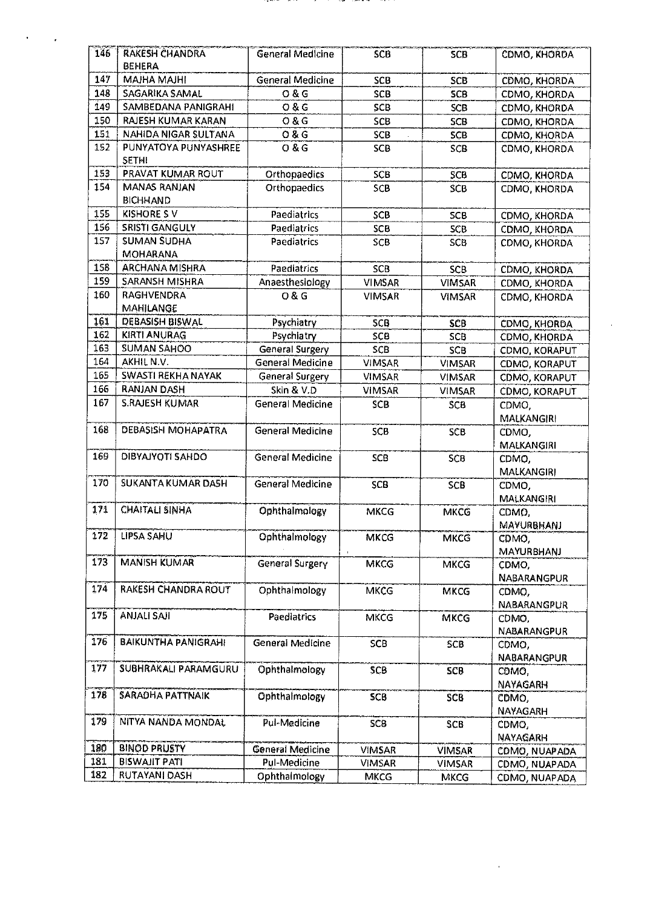| 146 | RAKESH CHANDRA BEHERA | General Medicine | SCB | SCB | CDMO, KHORDA |
|---|---|---|---|---|---|
| 147 | MAJHA MAJHI | General Medicine | SCB | SCB | CDMO, KHORDA |
| 148 | SAGARIKA SAMAL | O & G | SCB | SCB | CDMO, KHORDA |
| 149 | SAMBEDANA PANIGRAHI | O & G | SCB | SCB | CDMO, KHORDA |
| 150 | RAJESH KUMAR KARAN | O & G | SCB | SCB | CDMO, KHORDA |
| 151 | NAHIDA NIGAR SULTANA | O & G | SCB | SCB | CDMO, KHORDA |
| 152 | PUNYATOYA PUNYASHREE SETHI | O & G | SCB | SCB | CDMO, KHORDA |
| 153 | PRAVAT KUMAR ROUT | Orthopaedics | SCB | SCB | CDMO, KHORDA |
| 154 | MANAS RANJAN BICHHAND | Orthopaedics | SCB | SCB | CDMO, KHORDA |
| 155 | KISHORE S V | Paediatrics | SCB | SCB | CDMO, KHORDA |
| 156 | SRISTI GANGULY | Paediatrics | SCB | SCB | CDMO, KHORDA |
| 157 | SUMAN SUDHA MOHARANA | Paediatrics | SCB | SCB | CDMO, KHORDA |
| 158 | ARCHANA MISHRA | Paediatrics | SCB | SCB | CDMO, KHORDA |
| 159 | SARANSH MISHRA | Anaesthesiology | VIMSAR | VIMSAR | CDMO, KHORDA |
| 160 | RAGHVENDRA MAHILANGE | O & G | VIMSAR | VIMSAR | CDMO, KHORDA |
| 161 | DEBASISH BISWAL | Psychiatry | SCB | SCB | CDMO, KHORDA |
| 162 | KIRTI ANURAG | Psychiatry | SCB | SCB | CDMO, KHORDA |
| 163 | SUMAN SAHOO | General Surgery | SCB | SCB | CDMO, KORAPUT |
| 164 | AKHIL N.V. | General Medicine | VIMSAR | VIMSAR | CDMO, KORAPUT |
| 165 | SWASTI REKHA NAYAK | General Surgery | VIMSAR | VIMSAR | CDMO, KORAPUT |
| 166 | RANJAN DASH | Skin & V.D | VIMSAR | VIMSAR | CDMO, KORAPUT |
| 167 | S.RAJESH KUMAR | General Medicine | SCB | SCB | CDMO, MALKANGIRI |
| 168 | DEBASISH MOHAPATRA | General Medicine | SCB | SCB | CDMO, MALKANGIRI |
| 169 | DIBYAJYOTI SAHOO | General Medicine | SCB | SCB | CDMO, MALKANGIRI |
| 170 | SUKANTA KUMAR DASH | General Medicine | SCB | SCB | CDMO, MALKANGIRI |
| 171 | CHAITALI SINHA | Ophthalmology | MKCG | MKCG | CDMO, MAYURBHANJ |
| 172 | LIPSA SAHU | Ophthalmology | MKCG | MKCG | CDMO, MAYURBHANJ |
| 173 | MANISH KUMAR | General Surgery | MKCG | MKCG | CDMO, NABARANGPUR |
| 174 | RAKESH CHANDRA ROUT | Ophthalmology | MKCG | MKCG | CDMO, NABARANGPUR |
| 175 | ANJALI SAJI | Paediatrics | MKCG | MKCG | CDMO, NABARANGPUR |
| 176 | BAIKUNTHA PANIGRAHI | General Medicine | SCB | SCB | CDMO, NABARANGPUR |
| 177 | SUBHRAKALI PARAMGURU | Ophthalmology | SCB | SCB | CDMO, NAYAGARH |
| 178 | SARADHA PATTNAIK | Ophthalmology | SCB | SCB | CDMO, NAYAGARH |
| 179 | NITYA NANDA MONDAL | Pul-Medicine | SCB | SCB | CDMO, NAYAGARH |
| 180 | BINOD PRUSTY | General Medicine | VIMSAR | VIMSAR | CDMO, NUAPADA |
| 181 | BISWAJIT PATI | Pul-Medicine | VIMSAR | VIMSAR | CDMO, NUAPADA |
| 182 | RUTAYANI DASH | Ophthalmology | MKCG | MKCG | CDMO, NUAPADA |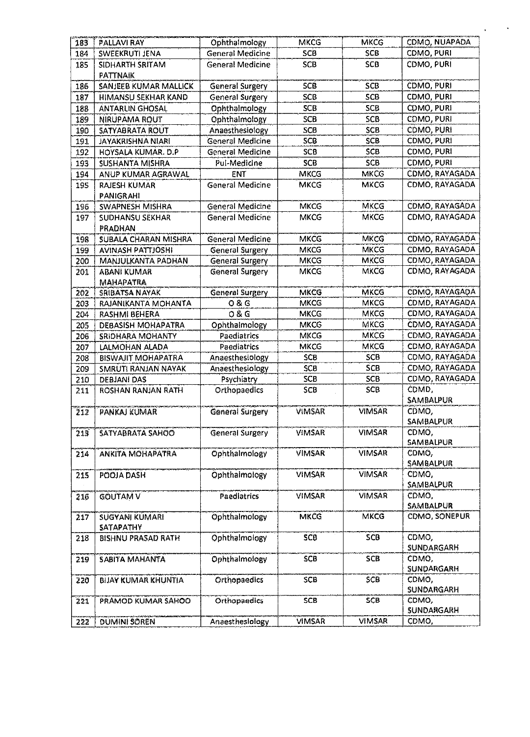| 183 | PALLAVI RAY | Ophthalmology | MKCG | MKCG | CDMO, NUAPADA |
|---|---|---|---|---|---|
| 184 | SWEEKRUTI JENA | General Medicine | SCB | SCB | CDMO, PURI |
| 185 | SIDHARTH SRITAM PATTNAIK | General Medicine | SCB | SCB | CDMO, PURI |
| 186 | SANJEEB KUMAR MALLICK | General Surgery | SCB | SCB | CDMO, PURI |
| 187 | HIMANSU SEKHAR KAND | General Surgery | SCB | SCB | CDMO, PURI |
| 188 | ANTARLIN GHOSAL | Ophthalmology | SCB | SCB | CDMO, PURI |
| 189 | NIRUPAMA ROUT | Ophthalmology | SCB | SCB | CDMO, PURI |
| 190 | SATYABRATA ROUT | Anaesthesiology | SCB | SCB | CDMO, PURI |
| 191 | JAYAKRISHNA NIARI | General Medicine | SCB | SCB | CDMO, PURI |
| 192 | HOYSALA KUMAR. D.P | General Medicine | SCB | SCB | CDMO, PURI |
| 193 | SUSHANTA MISHRA | Pul-Medicine | SCB | SCB | CDMO, PURI |
| 194 | ANUP KUMAR AGRAWAL | ENT | MKCG | MKCG | CDMO, RAYAGADA |
| 195 | RAJESH KUMAR PANIGRAHI | General Medicine | MKCG | MKCG | CDMO, RAYAGADA |
| 196 | SWAPNESH MISHRA | General Medicine | MKCG | MKCG | CDMO, RAYAGADA |
| 197 | SUDHANSU SEKHAR PRADHAN | General Medicine | MKCG | MKCG | CDMO, RAYAGADA |
| 198 | SUBALA CHARAN MISHRA | General Medicine | MKCG | MKCG | CDMO, RAYAGADA |
| 199 | AVINASH PATTJOSHI | General Surgery | MKCG | MKCG | CDMO, RAYAGADA |
| 200 | MANJULKANTA PADHAN | General Surgery | MKCG | MKCG | CDMO, RAYAGADA |
| 201 | ABANI KUMAR MAHAPATRA | General Surgery | MKCG | MKCG | CDMO, RAYAGADA |
| 202 | SRIBATSA NAYAK | General Surgery | MKCG | MKCG | CDMO, RAYAGADA |
| 203 | RAJANIKANTA MOHANTA | O & G | MKCG | MKCG | CDMO, RAYAGADA |
| 204 | RASHMI BEHERA | O & G | MKCG | MKCG | CDMO, RAYAGADA |
| 205 | DEBASISH MOHAPATRA | Ophthalmology | MKCG | MKCG | CDMO, RAYAGADA |
| 206 | SRIDHARA MOHANTY | Paediatrics | MKCG | MKCG | CDMO, RAYAGADA |
| 207 | LALMOHAN ALADA | Paediatrics | MKCG | MKCG | CDMO, RAYAGADA |
| 208 | BISWAJIT MOHAPATRA | Anaesthesiology | SCB | SCB | CDMO, RAYAGADA |
| 209 | SMRUTI RANJAN NAYAK | Anaesthesiology | SCB | SCB | CDMO, RAYAGADA |
| 210 | DEBJANI DAS | Psychiatry | SCB | SCB | CDMO, RAYAGADA |
| 211 | ROSHAN RANJAN RATH | Orthopaedics | SCB | SCB | CDMO, SAMBALPUR |
| 212 | PANKAJ KUMAR | General Surgery | VIMSAR | VIMSAR | CDMO, SAMBALPUR |
| 213 | SATYABRATA SAHOO | General Surgery | VIMSAR | VIMSAR | CDMO, SAMBALPUR |
| 214 | ANKITA MOHAPATRA | Ophthalmology | VIMSAR | VIMSAR | CDMO, SAMBALPUR |
| 215 | POOJA DASH | Ophthalmology | VIMSAR | VIMSAR | CDMO, SAMBALPUR |
| 216 | GOUTAM V | Paediatrics | VIMSAR | VIMSAR | CDMO, SAMBALPUR |
| 217 | SUGYANI KUMARI SATAPATHY | Ophthalmology | MKCG | MKCG | CDMO, SONEPUR |
| 218 | BISHNU PRASAD RATH | Ophthalmology | SCB | SCB | CDMO, SUNDARGARH |
| 219 | SABITA MAHANTA | Ophthalmology | SCB | SCB | CDMO, SUNDARGARH |
| 220 | BIJAY KUMAR KHUNTIA | Orthopaedics | SCB | SCB | CDMO, SUNDARGARH |
| 221 | PRAMOD KUMAR SAHOO | Orthopaedics | SCB | SCB | CDMO, SUNDARGARH |
| 222 | DUMINI SOREN | Anaesthesiology | VIMSAR | VIMSAR | CDMO, |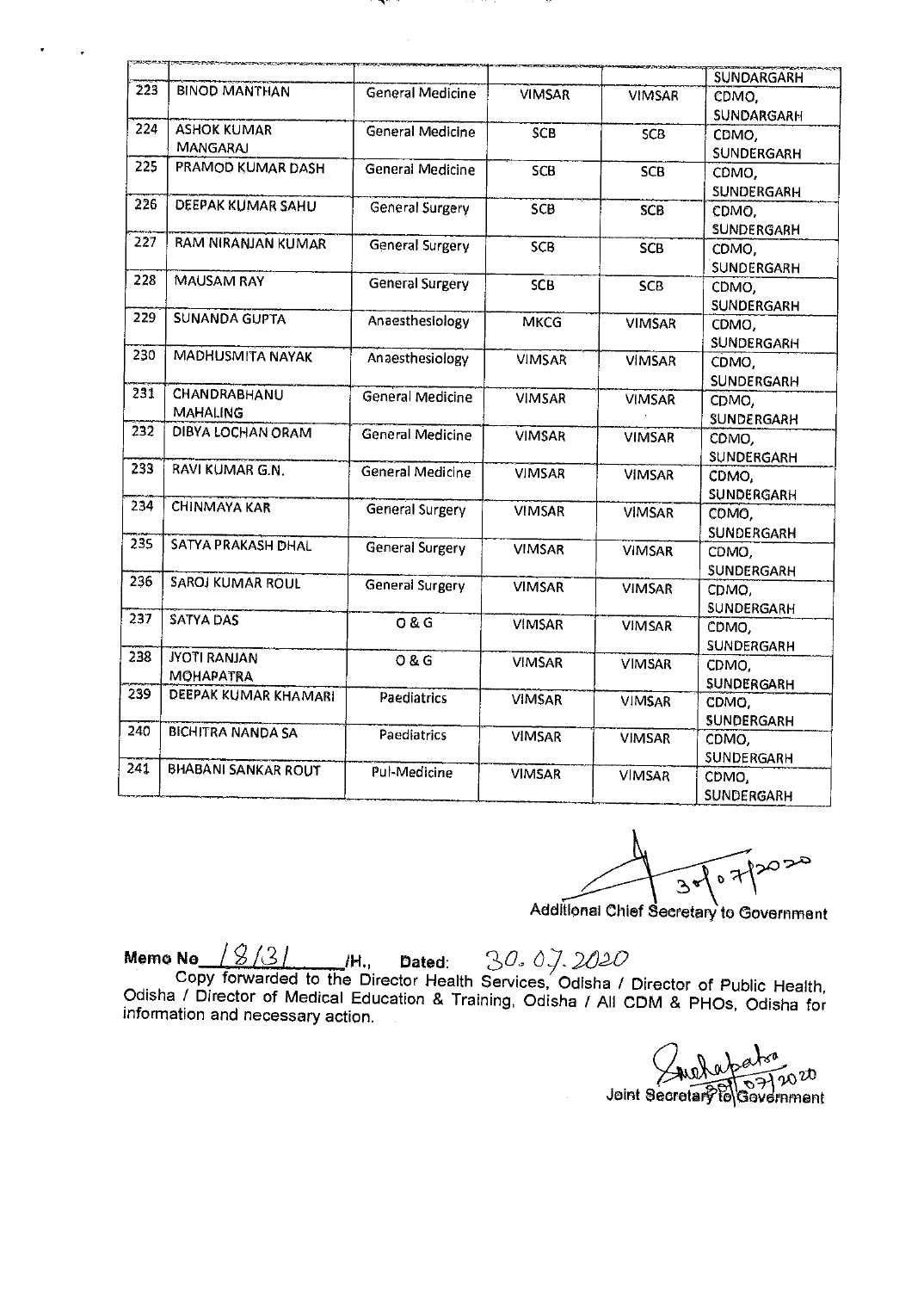| | | | | | SUNDARGARH |
|---|---|---|---|---|---|
| 223 | BINOD MANTHAN | General Medicine | VIMSAR | VIMSAR | CDMO, SUNDARGARH |
| 224 | ASHOK KUMAR MANGARAJ | General Medicine | SCB | SCB | CDMO, SUNDERGARH |
| 225 | PRAMOD KUMAR DASH | General Medicine | SCB | SCB | CDMO, SUNDERGARH |
| 226 | DEEPAK KUMAR SAHU | General Surgery | SCB | SCB | CDMO, SUNDERGARH |
| 227 | RAM NIRANJAN KUMAR | General Surgery | SCB | SCB | CDMO, SUNDERGARH |
| 228 | MAUSAM RAY | General Surgery | SCB | SCB | CDMO, SUNDERGARH |
| 229 | SUNANDA GUPTA | Anaesthesiology | MKCG | VIMSAR | CDMO, SUNDERGARH |
| 230 | MADHUSMITA NAYAK | Anaesthesiology | VIMSAR | VIMSAR | CDMO, SUNDERGARH |
| 231 | CHANDRABHANU MAHALING | General Medicine | VIMSAR | VIMSAR | CDMO, SUNDERGARH |
| 232 | DIBYA LOCHAN ORAM | General Medicine | VIMSAR | VIMSAR | CDMO, SUNDERGARH |
| 233 | RAVI KUMAR G.N. | General Medicine | VIMSAR | VIMSAR | CDMO, SUNDERGARH |
| 234 | CHINMAYA KAR | General Surgery | VIMSAR | VIMSAR | CDMO, SUNDERGARH |
| 235 | SATYA PRAKASH DHAL | General Surgery | VIMSAR | VIMSAR | CDMO, SUNDERGARH |
| 236 | SAROJ KUMAR ROUL | General Surgery | VIMSAR | VIMSAR | CDMO, SUNDERGARH |
| 237 | SATYA DAS | O & G | VIMSAR | VIMSAR | CDMO, SUNDERGARH |
| 238 | JYOTI RANJAN MOHAPATRA | O & G | VIMSAR | VIMSAR | CDMO, SUNDERGARH |
| 239 | DEEPAK KUMAR KHAMARI | Paediatrics | VIMSAR | VIMSAR | CDMO, SUNDERGARH |
| 240 | BICHITRA NANDA SA | Paediatrics | VIMSAR | VIMSAR | CDMO, SUNDERGARH |
| 241 | BHABANI SANKAR ROUT | Pul-Medicine | VIMSAR | VIMSAR | CDMO, SUNDERGARH |

30/07/2020

Additional Chief Secretary to Government

**Memo No** 18131 /H., **Dated**: 30.07.2020

Copy forwarded to the Director Health Services, Odisha / Director of Public Health, Odisha / Director of Medical Education & Training, Odisha / All CDM & PHOs, Odisha for information and necessary action.

30/07/2020

Joint Secretary to Government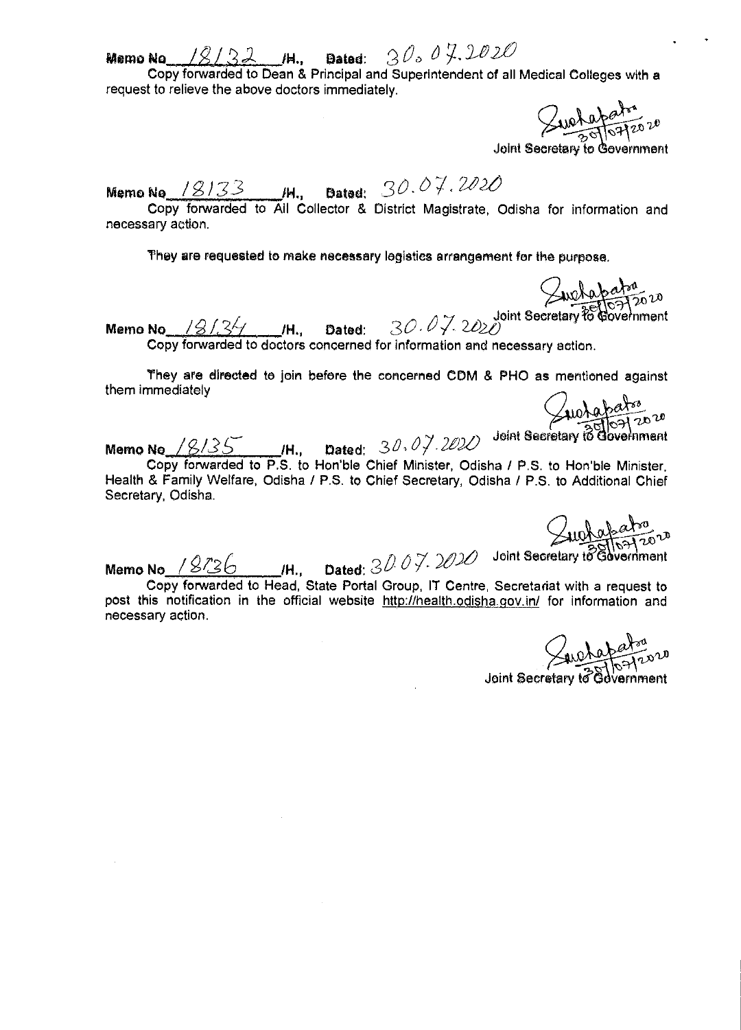Memo No 18132 /H., Dated: 30.07.2020

Copy forwarded to Dean & Principal and Superintendent of all Medical Colleges with a request to relieve the above doctors immediately.

Joint Secretary to Government

Memo No 18133 /H., Dated: 30.07.2020

Copy forwarded to All Collector & District Magistrate, Odisha for information and necessary action.

They are requested to make necessary logistics arrangement for the purpose.

Joint Secretary to Government

Memo No 18134 /H., Dated: 30.07.2020

Copy forwarded to doctors concerned for information and necessary action.

They are directed to join before the concerned CDM & PHO as mentioned against them immediately

Joint Secretary to Government

Memo No 18135 /H., Dated: 30.07.2020

Copy forwarded to P.S. to Hon'ble Chief Minister, Odisha / P.S. to Hon'ble Minister, Health & Family Welfare, Odisha / P.S. to Chief Secretary, Odisha / P.S. to Additional Chief Secretary, Odisha.

Joint Secretary to Government

Memo No 18136 /H., Dated: 30.07.2020

Copy forwarded to Head, State Portal Group, IT Centre, Secretariat with a request to post this notification in the official website http://health.odisha.gov.in/ for information and necessary action.

Joint Secretary to Government